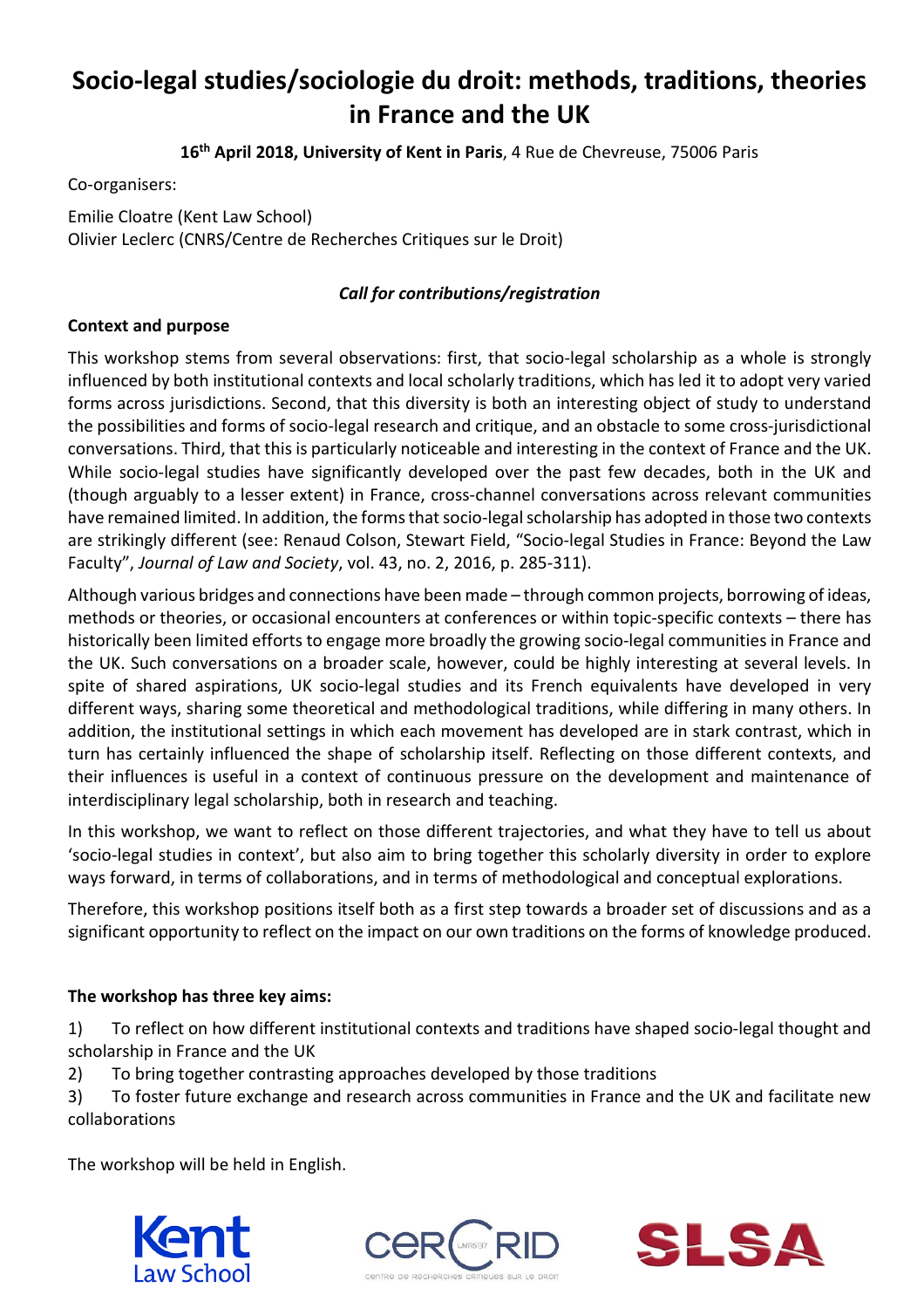# Socio-legal studies/sociologie du droit: methods, traditions, theories in France and the UK

**16th April 2018, University of Kent in Paris**, 4 Rue de Chevreuse, 75006 Paris

Co-organisers:

Emilie Cloatre (Kent Law School)
Olivier Leclerc (CNRS/Centre de Recherches Critiques sur le Droit)

***Call for contributions/registration***

**Context and purpose**

This workshop stems from several observations: first, that socio-legal scholarship as a whole is strongly influenced by both institutional contexts and local scholarly traditions, which has led it to adopt very varied forms across jurisdictions. Second, that this diversity is both an interesting object of study to understand the possibilities and forms of socio-legal research and critique, and an obstacle to some cross-jurisdictional conversations. Third, that this is particularly noticeable and interesting in the context of France and the UK. While socio-legal studies have significantly developed over the past few decades, both in the UK and (though arguably to a lesser extent) in France, cross-channel conversations across relevant communities have remained limited. In addition, the forms that socio-legal scholarship has adopted in those two contexts are strikingly different (see: Renaud Colson, Stewart Field, "Socio-legal Studies in France: Beyond the Law Faculty", *Journal of Law and Society*, vol. 43, no. 2, 2016, p. 285-311).

Although various bridges and connections have been made – through common projects, borrowing of ideas, methods or theories, or occasional encounters at conferences or within topic-specific contexts – there has historically been limited efforts to engage more broadly the growing socio-legal communities in France and the UK. Such conversations on a broader scale, however, could be highly interesting at several levels. In spite of shared aspirations, UK socio-legal studies and its French equivalents have developed in very different ways, sharing some theoretical and methodological traditions, while differing in many others. In addition, the institutional settings in which each movement has developed are in stark contrast, which in turn has certainly influenced the shape of scholarship itself. Reflecting on those different contexts, and their influences is useful in a context of continuous pressure on the development and maintenance of interdisciplinary legal scholarship, both in research and teaching.

In this workshop, we want to reflect on those different trajectories, and what they have to tell us about 'socio-legal studies in context', but also aim to bring together this scholarly diversity in order to explore ways forward, in terms of collaborations, and in terms of methodological and conceptual explorations.

Therefore, this workshop positions itself both as a first step towards a broader set of discussions and as a significant opportunity to reflect on the impact on our own traditions on the forms of knowledge produced.

**The workshop has three key aims:**

1) To reflect on how different institutional contexts and traditions have shaped socio-legal thought and scholarship in France and the UK
2) To bring together contrasting approaches developed by those traditions
3) To foster future exchange and research across communities in France and the UK and facilitate new collaborations

The workshop will be held in English.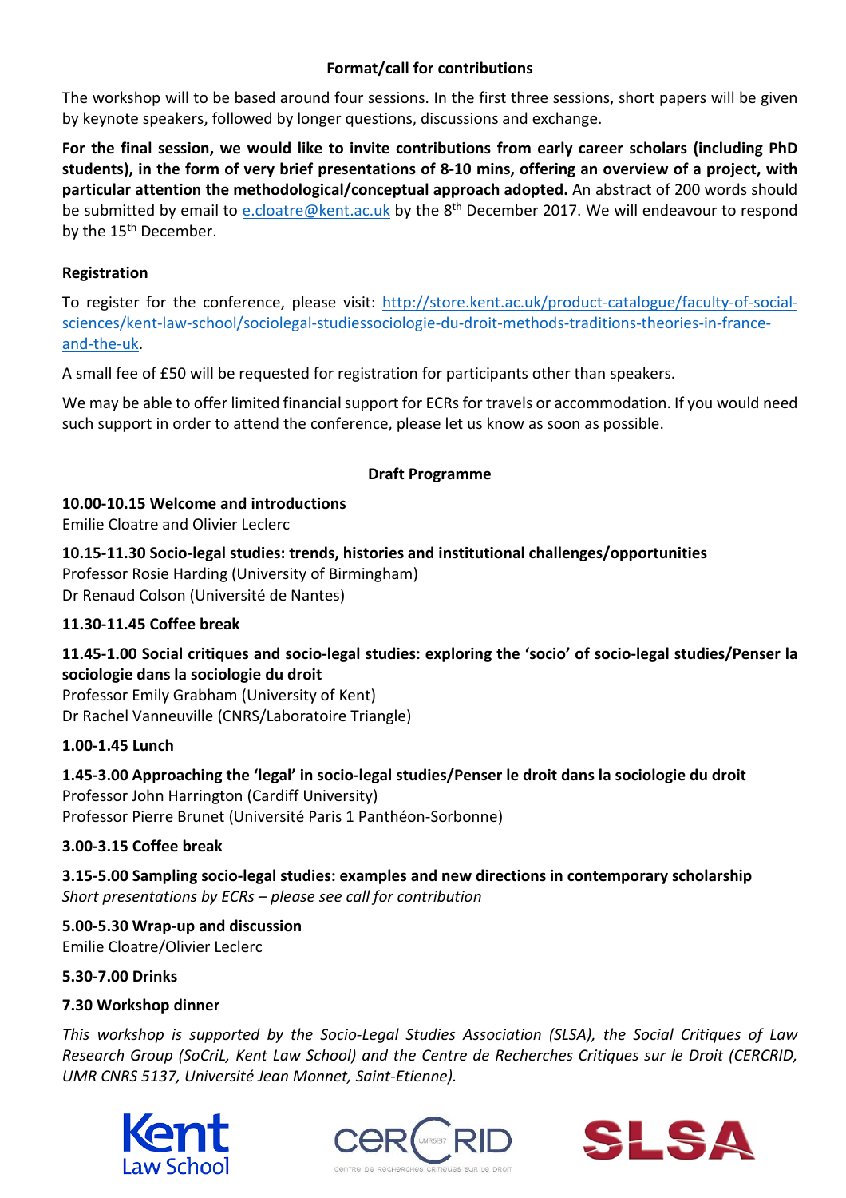**Format/call for contributions**

The workshop will to be based around four sessions. In the first three sessions, short papers will be given by keynote speakers, followed by longer questions, discussions and exchange.

**For the final session, we would like to invite contributions from early career scholars (including PhD students), in the form of very brief presentations of 8-10 mins, offering an overview of a project, with particular attention the methodological/conceptual approach adopted.** An abstract of 200 words should be submitted by email to e.cloatre@kent.ac.uk by the 8th December 2017. We will endeavour to respond by the 15th December.

**Registration**

To register for the conference, please visit: http://store.kent.ac.uk/product-catalogue/faculty-of-social-sciences/kent-law-school/sociolegal-studiessociologie-du-droit-methods-traditions-theories-in-france-and-the-uk.

A small fee of £50 will be requested for registration for participants other than speakers.

We may be able to offer limited financial support for ECRs for travels or accommodation. If you would need such support in order to attend the conference, please let us know as soon as possible.

**Draft Programme**

**10.00-10.15 Welcome and introductions**
Emilie Cloatre and Olivier Leclerc

**10.15-11.30 Socio-legal studies: trends, histories and institutional challenges/opportunities**
Professor Rosie Harding (University of Birmingham)
Dr Renaud Colson (Université de Nantes)

**11.30-11.45 Coffee break**

**11.45-1.00 Social critiques and socio-legal studies: exploring the 'socio' of socio-legal studies/Penser la sociologie dans la sociologie du droit**
Professor Emily Grabham (University of Kent)
Dr Rachel Vanneuville (CNRS/Laboratoire Triangle)

**1.00-1.45 Lunch**

**1.45-3.00 Approaching the 'legal' in socio-legal studies/Penser le droit dans la sociologie du droit**
Professor John Harrington (Cardiff University)
Professor Pierre Brunet (Université Paris 1 Panthéon-Sorbonne)

**3.00-3.15 Coffee break**

**3.15-5.00 Sampling socio-legal studies: examples and new directions in contemporary scholarship**
*Short presentations by ECRs – please see call for contribution*

**5.00-5.30 Wrap-up and discussion**
Emilie Cloatre/Olivier Leclerc

**5.30-7.00 Drinks**

**7.30 Workshop dinner**

*This workshop is supported by the Socio-Legal Studies Association (SLSA), the Social Critiques of Law Research Group (SoCriL, Kent Law School) and the Centre de Recherches Critiques sur le Droit (CERCRID, UMR CNRS 5137, Université Jean Monnet, Saint-Etienne).*

Kent Law School

CERCRID UMR5137 Centre de Recherches Critiques sur le Droit

SLSA